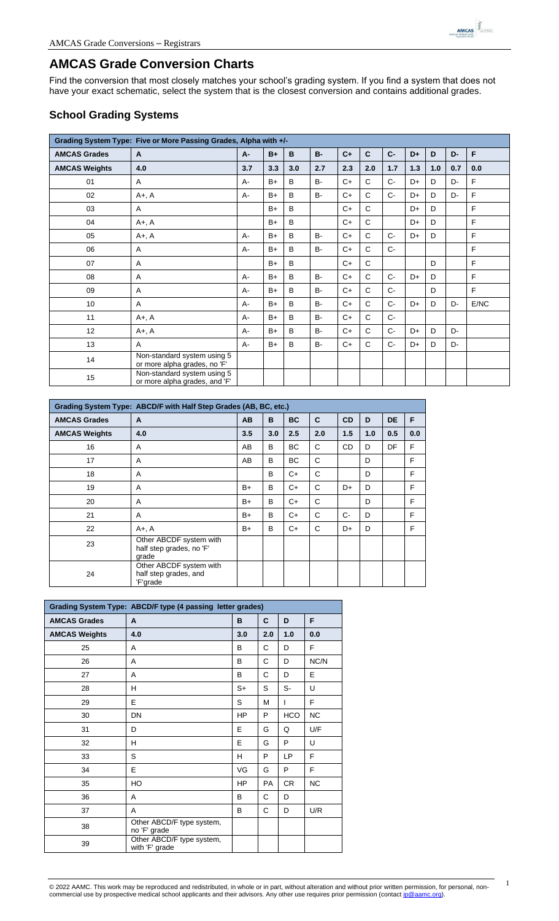# AMCAS Grade Conversion Charts

Find the conversion that most closely matches your school's grading system. If you find a system that does not have your exact schematic, select the system that is the closest conversion and contains additional grades.

## School Grading Systems

| Grading System Type: Five or More Passing Grades, Alpha with +/- | | | | | | | | | | | | |
|---|---|---|---|---|---|---|---|---|---|---|---|---|
| **AMCAS Grades** | **A** | **A-** | **B+** | **B** | **B-** | **C+** | **C** | **C-** | **D+** | **D** | **D-** | **F** |
| **AMCAS Weights** | **4.0** | **3.7** | **3.3** | **3.0** | **2.7** | **2.3** | **2.0** | **1.7** | **1.3** | **1.0** | **0.7** | **0.0** |
| 01 | A | A- | B+ | B | B- | C+ | C | C- | D+ | D | D- | F |
| 02 | A+, A | A- | B+ | B | B- | C+ | C | C- | D+ | D | D- | F |
| 03 | A | | B+ | B | | C+ | C | | D+ | D | | F |
| 04 | A+, A | | B+ | B | | C+ | C | | D+ | D | | F |
| 05 | A+, A | A- | B+ | B | B- | C+ | C | C- | D+ | D | | F |
| 06 | A | A- | B+ | B | B- | C+ | C | C- | | | | F |
| 07 | A | | B+ | B | | C+ | C | | | D | | F |
| 08 | A | A- | B+ | B | B- | C+ | C | C- | D+ | D | | F |
| 09 | A | A- | B+ | B | B- | C+ | C | C- | | D | | F |
| 10 | A | A- | B+ | B | B- | C+ | C | C- | D+ | D | D- | E/NC |
| 11 | A+, A | A- | B+ | B | B- | C+ | C | C- | | | | |
| 12 | A+, A | A- | B+ | B | B- | C+ | C | C- | D+ | D | D- | |
| 13 | A | A- | B+ | B | B- | C+ | C | C- | D+ | D | D- | |
| 14 | Non-standard system using 5 or more alpha grades, no 'F' | | | | | | | | | | | |
| 15 | Non-standard system using 5 or more alpha grades, and 'F' | | | | | | | | | | | |

| Grading System Type: ABCD/F with Half Step Grades (AB, BC, etc.) | | | | | | | | | |
|---|---|---|---|---|---|---|---|---|---|
| **AMCAS Grades** | **A** | **AB** | **B** | **BC** | **C** | **CD** | **D** | **DE** | **F** |
| **AMCAS Weights** | **4.0** | **3.5** | **3.0** | **2.5** | **2.0** | **1.5** | **1.0** | **0.5** | **0.0** |
| 16 | A | AB | B | BC | C | CD | D | DF | F |
| 17 | A | AB | B | BC | C | | D | | F |
| 18 | A | | B | C+ | C | | D | | F |
| 19 | A | B+ | B | C+ | C | D+ | D | | F |
| 20 | A | B+ | B | C+ | C | | D | | F |
| 21 | A | B+ | B | C+ | C | C- | D | | F |
| 22 | A+, A | B+ | B | C+ | C | D+ | D | | F |
| 23 | Other ABCDF system with half step grades, no 'F' grade | | | | | | | | |
| 24 | Other ABCDF system with half step grades, and 'F'grade | | | | | | | | |

| Grading System Type: ABCD/F type (4 passing letter grades) | | | | | |
|---|---|---|---|---|---|
| **AMCAS Grades** | **A** | **B** | **C** | **D** | **F** |
| **AMCAS Weights** | **4.0** | **3.0** | **2.0** | **1.0** | **0.0** |
| 25 | A | B | C | D | F |
| 26 | A | B | C | D | NC/N |
| 27 | A | B | C | D | E |
| 28 | H | S+ | S | S- | U |
| 29 | E | S | M | I | F |
| 30 | DN | HP | P | HCO | NC |
| 31 | D | E | G | Q | U/F |
| 32 | H | E | G | P | U |
| 33 | S | H | P | LP | F |
| 34 | E | VG | G | P | F |
| 35 | HO | HP | PA | CR | NC |
| 36 | A | B | C | D | |
| 37 | A | B | C | D | U/R |
| 38 | Other ABCD/F type system, no 'F' grade | | | | |
| 39 | Other ABCD/F type system, with 'F' grade | | | | |

© 2022 AAMC. This work may be reproduced and redistributed, in whole or in part, without alteration and without prior written permission, for personal, non-commercial use by prospective medical school applicants and their advisors. Any other use requires prior permission (contact ip@aamc.org).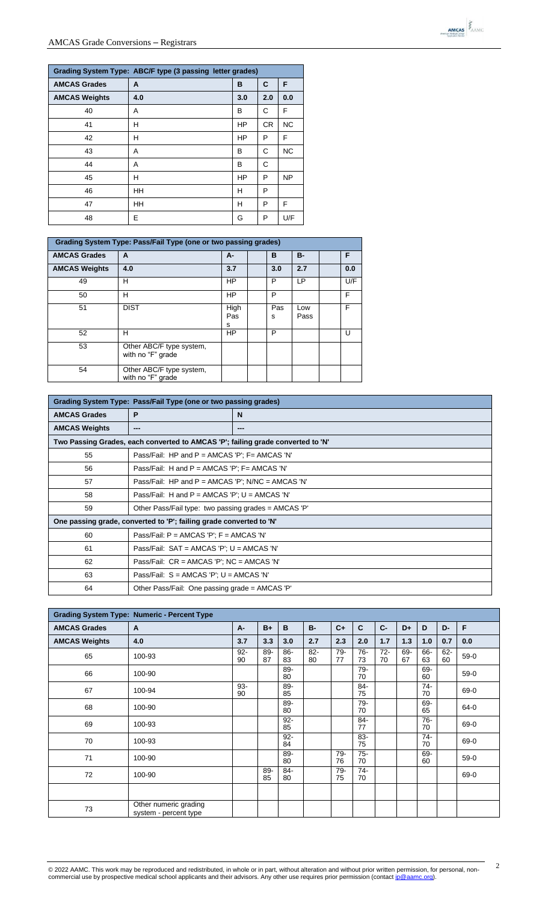# AMCAS Grade Conversions – Registrars

| Grading System Type: ABC/F type (3 passing letter grades) | | | | |
|---|---|---|---|---|
| **AMCAS Grades** | **A** | **B** | **C** | **F** |
| **AMCAS Weights** | **4.0** | **3.0** | **2.0** | **0.0** |
| 40 | A | B | C | F |
| 41 | H | HP | CR | NC |
| 42 | H | HP | P | F |
| 43 | A | B | C | NC |
| 44 | A | B | C | |
| 45 | H | HP | P | NP |
| 46 | HH | H | P | |
| 47 | HH | H | P | F |
| 48 | E | G | P | U/F |

| Grading System Type: Pass/Fail Type (one or two passing grades) | | | | | | | |
|---|---|---|---|---|---|---|---|
| **AMCAS Grades** | **A** | **A-** | | **B** | **B-** | | **F** |
| **AMCAS Weights** | **4.0** | **3.7** | | **3.0** | **2.7** | | **0.0** |
| 49 | H | HP | | P | LP | | U/F |
| 50 | H | HP | | P | | | F |
| 51 | DIST | High Pass | | Pass | Low Pass | | F |
| 52 | H | HP | | P | | | U |
| 53 | Other ABC/F type system, with no "F" grade | | | | | | |
| 54 | Other ABC/F type system, with no "F" grade | | | | | | |

| Grading System Type: Pass/Fail Type (one or two passing grades) | | |
|---|---|---|
| **AMCAS Grades** | **P** | **N** |
| **AMCAS Weights** | **---** | **---** |
| **Two Passing Grades, each converted to AMCAS 'P'; failing grade converted to 'N'** | | |
| 55 | Pass/Fail: HP and P = AMCAS 'P'; F= AMCAS 'N' | |
| 56 | Pass/Fail: H and P = AMCAS 'P'; F= AMCAS 'N' | |
| 57 | Pass/Fail: HP and P = AMCAS 'P'; N/NC = AMCAS 'N' | |
| 58 | Pass/Fail: H and P = AMCAS 'P'; U = AMCAS 'N' | |
| 59 | Other Pass/Fail type: two passing grades = AMCAS 'P' | |
| **One passing grade, converted to 'P'; failing grade converted to 'N'** | | |
| 60 | Pass/Fail: P = AMCAS 'P'; F = AMCAS 'N' | |
| 61 | Pass/Fail: SAT = AMCAS 'P'; U = AMCAS 'N' | |
| 62 | Pass/Fail: CR = AMCAS 'P'; NC = AMCAS 'N' | |
| 63 | Pass/Fail: S = AMCAS 'P'; U = AMCAS 'N' | |
| 64 | Other Pass/Fail: One passing grade = AMCAS 'P' | |

| Grading System Type: Numeric - Percent Type | | | | | | | | | | | | |
|---|---|---|---|---|---|---|---|---|---|---|---|---|
| **AMCAS Grades** | **A** | **A-** | **B+** | **B** | **B-** | **C+** | **C** | **C-** | **D+** | **D** | **D-** | **F** |
| **AMCAS Weights** | **4.0** | **3.7** | **3.3** | **3.0** | **2.7** | **2.3** | **2.0** | **1.7** | **1.3** | **1.0** | **0.7** | **0.0** |
| 65 | 100-93 | 92-90 | 89-87 | 86-83 | 82-80 | 79-77 | 76-73 | 72-70 | 69-67 | 66-63 | 62-60 | 59-0 |
| 66 | 100-90 | | | 89-80 | | | 79-70 | | | 69-60 | | 59-0 |
| 67 | 100-94 | 93-90 | | 89-85 | | | 84-75 | | | 74-70 | | 69-0 |
| 68 | 100-90 | | | 89-80 | | | 79-70 | | | 69-65 | | 64-0 |
| 69 | 100-93 | | | 92-85 | | | 84-77 | | | 76-70 | | 69-0 |
| 70 | 100-93 | | | 92-84 | | | 83-75 | | | 74-70 | | 69-0 |
| 71 | 100-90 | | | 89-80 | | 79-76 | 75-70 | | | 69-60 | | 59-0 |
| 72 | 100-90 | | 89-85 | 84-80 | | 79-75 | 74-70 | | | | | 69-0 |
| | | | | | | | | | | | | |
| 73 | Other numeric grading system - percent type | | | | | | | | | | | |

© 2022 AAMC. This work may be reproduced and redistributed, in whole or in part, without alteration and without prior written permission, for personal, non-commercial use by prospective medical school applicants and their advisors. Any other use requires prior permission (contact ip@aamc.org).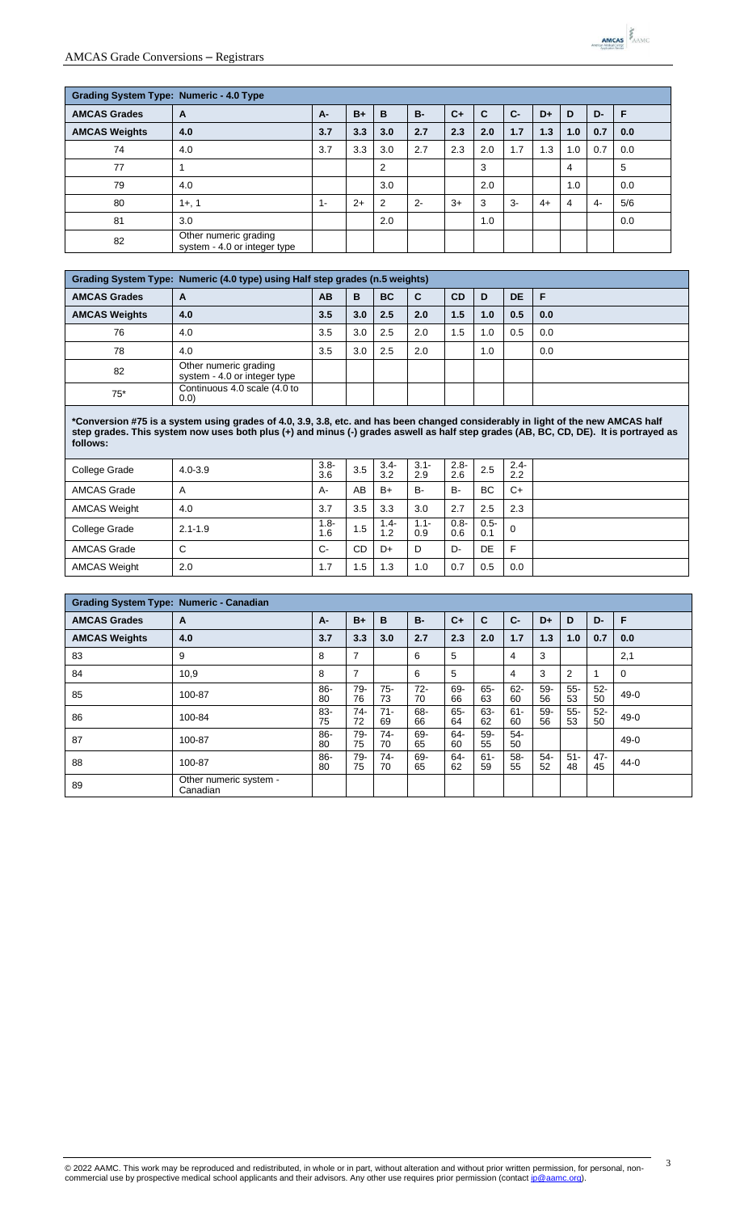| Grading System Type: Numeric - 4.0 Type | | | | | | | | | | | | |
|---|---|---|---|---|---|---|---|---|---|---|---|---|
| **AMCAS Grades** | **A** | **A-** | **B+** | **B** | **B-** | **C+** | **C** | **C-** | **D+** | **D** | **D-** | **F** |
| **AMCAS Weights** | **4.0** | **3.7** | **3.3** | **3.0** | **2.7** | **2.3** | **2.0** | **1.7** | **1.3** | **1.0** | **0.7** | **0.0** |
| 74 | 4.0 | 3.7 | 3.3 | 3.0 | 2.7 | 2.3 | 2.0 | 1.7 | 1.3 | 1.0 | 0.7 | 0.0 |
| 77 | 1 | | | 2 | | | 3 | | | 4 | | 5 |
| 79 | 4.0 | | | 3.0 | | | 2.0 | | | 1.0 | | 0.0 |
| 80 | 1+, 1 | 1- | 2+ | 2 | 2- | 3+ | 3 | 3- | 4+ | 4 | 4- | 5/6 |
| 81 | 3.0 | | | 2.0 | | | 1.0 | | | | | 0.0 |
| 82 | Other numeric grading system - 4.0 or integer type | | | | | | | | | | | |

| Grading System Type: Numeric (4.0 type) using Half step grades (n.5 weights) | | | | | | | | | |
|---|---|---|---|---|---|---|---|---|---|
| **AMCAS Grades** | **A** | **AB** | **B** | **BC** | **C** | **CD** | **D** | **DE** | **F** |
| **AMCAS Weights** | **4.0** | **3.5** | **3.0** | **2.5** | **2.0** | **1.5** | **1.0** | **0.5** | **0.0** |
| 76 | 4.0 | 3.5 | 3.0 | 2.5 | 2.0 | 1.5 | 1.0 | 0.5 | 0.0 |
| 78 | 4.0 | 3.5 | 3.0 | 2.5 | 2.0 | | 1.0 | | 0.0 |
| 82 | Other numeric grading system - 4.0 or integer type | | | | | | | | |
| 75* | Continuous 4.0 scale (4.0 to 0.0) | | | | | | | | |

**\*Conversion #75 is a system using grades of 4.0, 3.9, 3.8, etc. and has been changed considerably in light of the new AMCAS half step grades. This system now uses both plus (+) and minus (-) grades aswell as half step grades (AB, BC, CD, DE). It is portrayed as follows:**

| College Grade | 4.0-3.9 | 3.8-3.6 | 3.5 | 3.4-3.2 | 3.1-2.9 | 2.8-2.6 | 2.5 | 2.4-2.2 |
|---|---|---|---|---|---|---|---|---|
| AMCAS Grade | A | A- | AB | B+ | B- | B- | BC | C+ |
| AMCAS Weight | 4.0 | 3.7 | 3.5 | 3.3 | 3.0 | 2.7 | 2.5 | 2.3 |
| College Grade | 2.1-1.9 | 1.8-1.6 | 1.5 | 1.4-1.2 | 1.1-0.9 | 0.8-0.6 | 0.5-0.1 | 0 |
| AMCAS Grade | C | C- | CD | D+ | D | D- | DE | F |
| AMCAS Weight | 2.0 | 1.7 | 1.5 | 1.3 | 1.0 | 0.7 | 0.5 | 0.0 |

| Grading System Type: Numeric - Canadian | | | | | | | | | | | | |
|---|---|---|---|---|---|---|---|---|---|---|---|---|
| **AMCAS Grades** | **A** | **A-** | **B+** | **B** | **B-** | **C+** | **C** | **C-** | **D+** | **D** | **D-** | **F** |
| **AMCAS Weights** | **4.0** | **3.7** | **3.3** | **3.0** | **2.7** | **2.3** | **2.0** | **1.7** | **1.3** | **1.0** | **0.7** | **0.0** |
| 83 | 9 | 8 | 7 | | 6 | 5 | | 4 | 3 | | | 2,1 |
| 84 | 10,9 | 8 | 7 | | 6 | 5 | | 4 | 3 | 2 | 1 | 0 |
| 85 | 100-87 | 86-80 | 79-76 | 75-73 | 72-70 | 69-66 | 65-63 | 62-60 | 59-56 | 55-53 | 52-50 | 49-0 |
| 86 | 100-84 | 83-75 | 74-72 | 71-69 | 68-66 | 65-64 | 63-62 | 61-60 | 59-56 | 55-53 | 52-50 | 49-0 |
| 87 | 100-87 | 86-80 | 79-75 | 74-70 | 69-65 | 64-60 | 59-55 | 54-50 | | | | 49-0 |
| 88 | 100-87 | 86-80 | 79-75 | 74-70 | 69-65 | 64-62 | 61-59 | 58-55 | 54-52 | 51-48 | 47-45 | 44-0 |
| 89 | Other numeric system - Canadian | | | | | | | | | | | |

© 2022 AAMC. This work may be reproduced and redistributed, in whole or in part, without alteration and without prior written permission, for personal, non-commercial use by prospective medical school applicants and their advisors. Any other use requires prior permission (contact ip@aamc.org).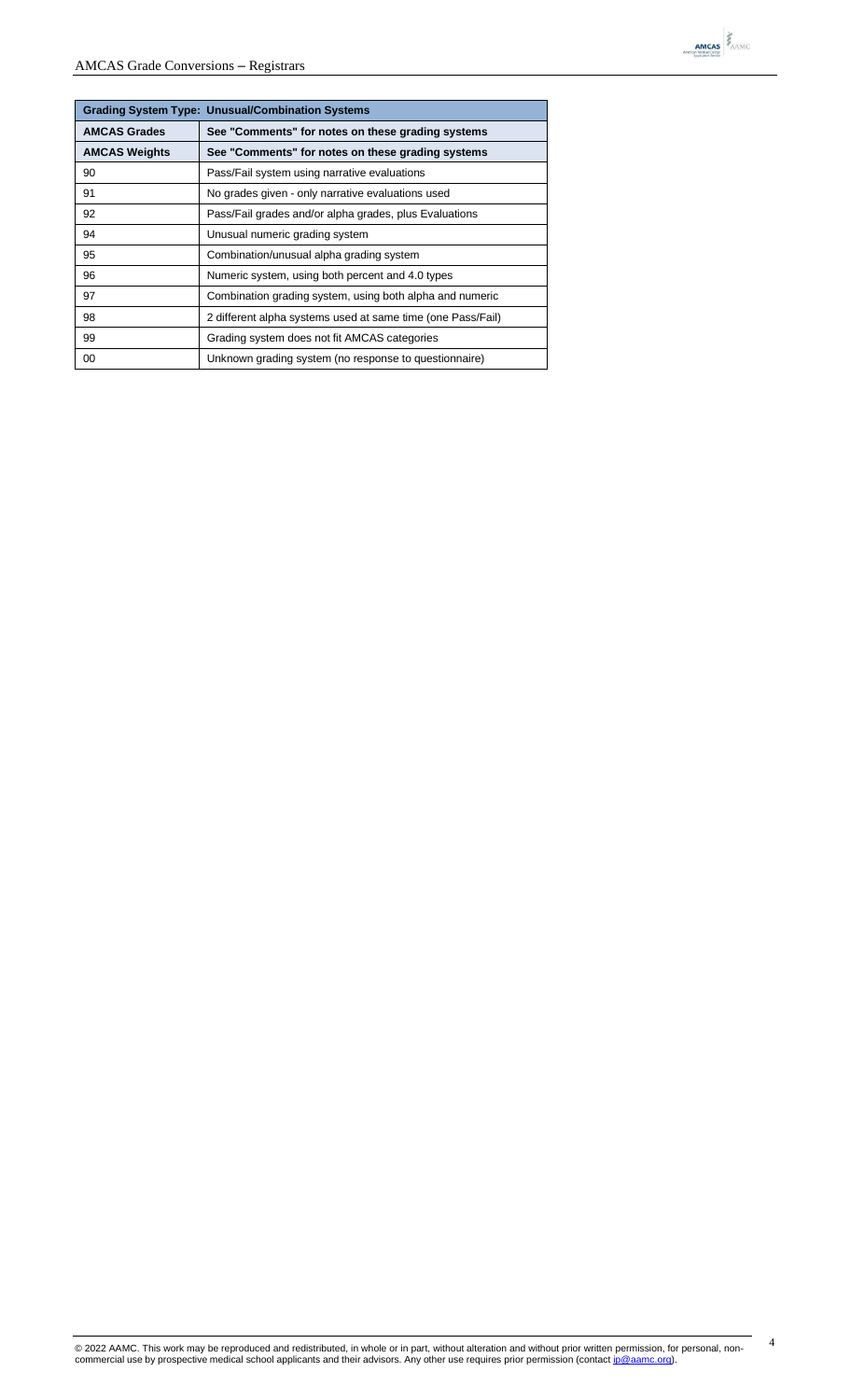| Grading System Type: Unusual/Combination Systems | |
|---|---|
| **AMCAS Grades** | **See "Comments" for notes on these grading systems** |
| **AMCAS Weights** | **See "Comments" for notes on these grading systems** |
| 90 | Pass/Fail system using narrative evaluations |
| 91 | No grades given - only narrative evaluations used |
| 92 | Pass/Fail grades and/or alpha grades, plus Evaluations |
| 94 | Unusual numeric grading system |
| 95 | Combination/unusual alpha grading system |
| 96 | Numeric system, using both percent and 4.0 types |
| 97 | Combination grading system, using both alpha and numeric |
| 98 | 2 different alpha systems used at same time (one Pass/Fail) |
| 99 | Grading system does not fit AMCAS categories |
| 00 | Unknown grading system (no response to questionnaire) |

© 2022 AAMC. This work may be reproduced and redistributed, in whole or in part, without alteration and without prior written permission, for personal, non-commercial use by prospective medical school applicants and their advisors. Any other use requires prior permission (contact ip@aamc.org).